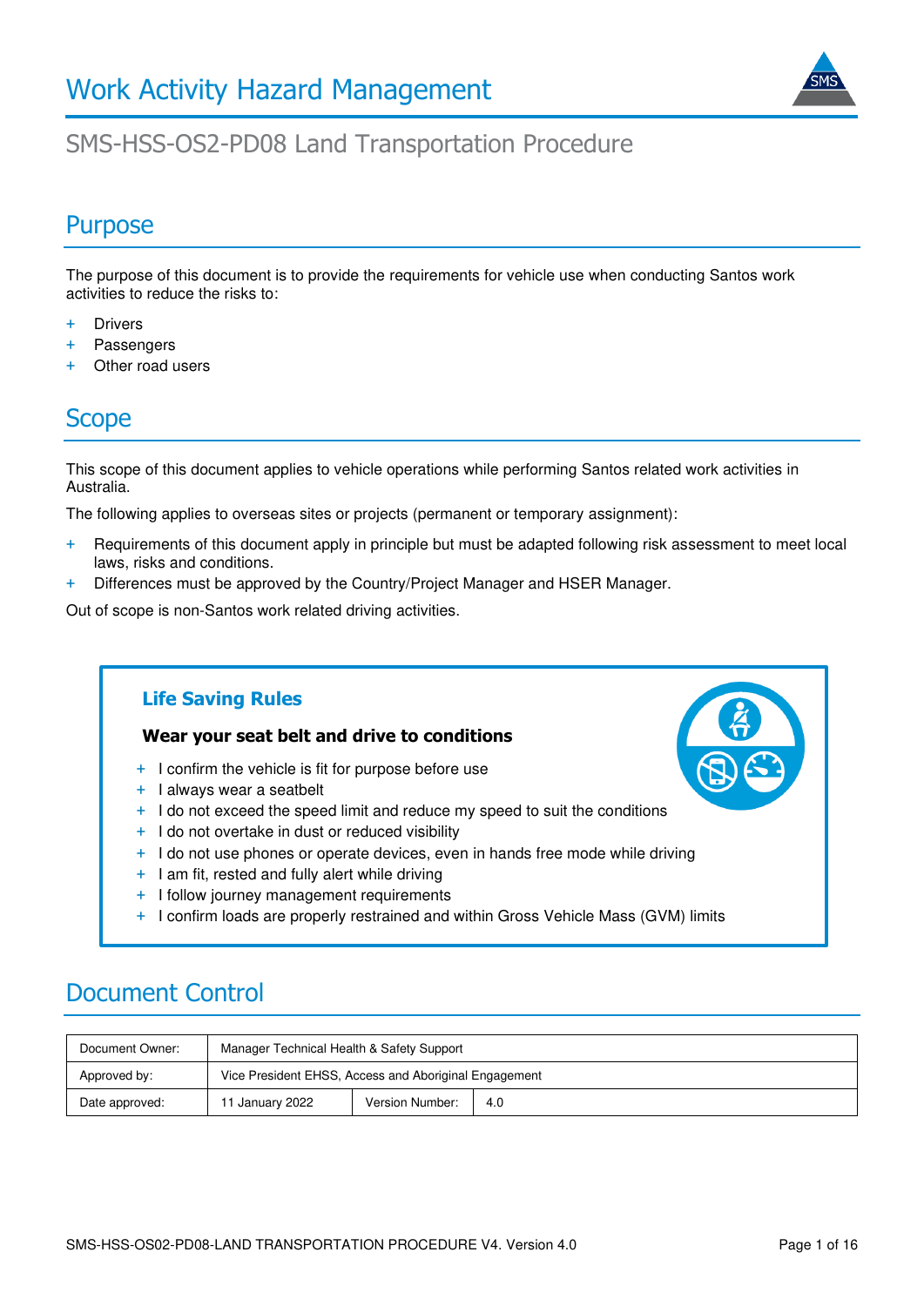# Work Activity Hazard Management

## SMS-HSS-OS2-PD08 Land Transportation Procedure

## Purpose

The purpose of this document is to provide the requirements for vehicle use when conducting Santos work activities to reduce the risks to:

- Drivers
- Passengers
- Other road users

## Scope

This scope of this document applies to vehicle operations while performing Santos related work activities in Australia.

The following applies to overseas sites or projects (permanent or temporary assignment):

- Requirements of this document apply in principle but must be adapted following risk assessment to meet local laws, risks and conditions.
- Differences must be approved by the Country/Project Manager and HSER Manager.

Out of scope is non-Santos work related driving activities.

### Life Saving Rules

**Wear your seat belt and drive to conditions**

- I confirm the vehicle is fit for purpose before use
- I always wear a seatbelt
- I do not exceed the speed limit and reduce my speed to suit the conditions
- I do not overtake in dust or reduced visibility
- I do not use phones or operate devices, even in hands free mode while driving
- I am fit, rested and fully alert while driving
- I follow journey management requirements
- I confirm loads are properly restrained and within Gross Vehicle Mass (GVM) limits

## Document Control

| Document Owner: | Manager Technical Health & Safety Support | | |
|---|---|---|---|
| Approved by: | Vice President EHSS, Access and Aboriginal Engagement | | |
| Date approved: | 11 January 2022 | Version Number: | 4.0 |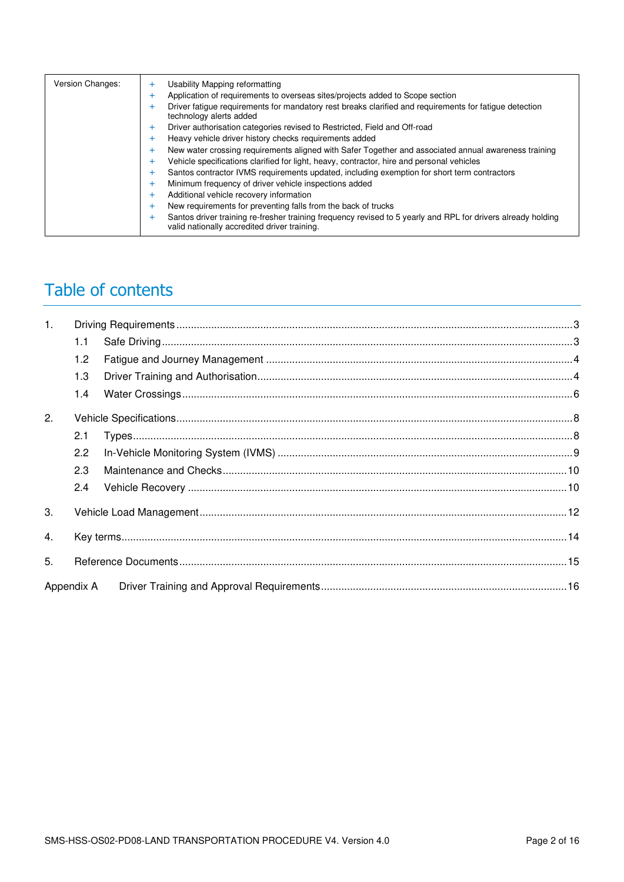| Version Changes: | + Usability Mapping reformatting<br>+ Application of requirements to overseas sites/projects added to Scope section<br>+ Driver fatigue requirements for mandatory rest breaks clarified and requirements for fatigue detection technology alerts added<br>+ Driver authorisation categories revised to Restricted, Field and Off-road<br>+ Heavy vehicle driver history checks requirements added<br>+ New water crossing requirements aligned with Safer Together and associated annual awareness training<br>+ Vehicle specifications clarified for light, heavy, contractor, hire and personal vehicles<br>+ Santos contractor IVMS requirements updated, including exemption for short term contractors<br>+ Minimum frequency of driver vehicle inspections added<br>+ Additional vehicle recovery information<br>+ New requirements for preventing falls from the back of trucks<br>+ Santos driver training re-fresher training frequency revised to 5 yearly and RPL for drivers already holding valid nationally accredited driver training. |
|---|---|

# Table of contents

1. Driving Requirements ... 3
   - 1.1 Safe Driving ... 3
   - 1.2 Fatigue and Journey Management ... 4
   - 1.3 Driver Training and Authorisation ... 4
   - 1.4 Water Crossings ... 6
2. Vehicle Specifications ... 8
   - 2.1 Types ... 8
   - 2.2 In-Vehicle Monitoring System (IVMS) ... 9
   - 2.3 Maintenance and Checks ... 10
   - 2.4 Vehicle Recovery ... 10
3. Vehicle Load Management ... 12
4. Key terms ... 14
5. Reference Documents ... 15

Appendix A Driver Training and Approval Requirements ... 16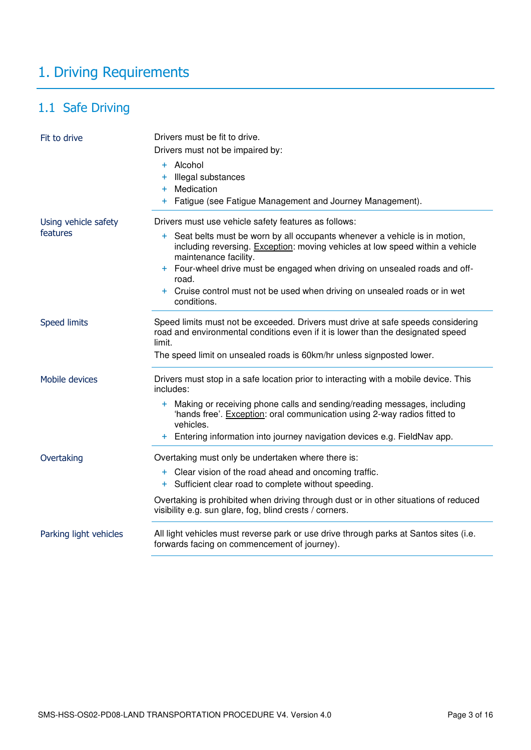# 1. Driving Requirements

## 1.1 Safe Driving

### Fit to drive

Drivers must be fit to drive.

Drivers must not be impaired by:

- Alcohol
- Illegal substances
- Medication
- Fatigue (see Fatigue Management and Journey Management).

### Using vehicle safety features

Drivers must use vehicle safety features as follows:

- Seat belts must be worn by all occupants whenever a vehicle is in motion, including reversing. Exception: moving vehicles at low speed within a vehicle maintenance facility.
- Four-wheel drive must be engaged when driving on unsealed roads and off-road.
- Cruise control must not be used when driving on unsealed roads or in wet conditions.

### Speed limits

Speed limits must not be exceeded. Drivers must drive at safe speeds considering road and environmental conditions even if it is lower than the designated speed limit.

The speed limit on unsealed roads is 60km/hr unless signposted lower.

### Mobile devices

Drivers must stop in a safe location prior to interacting with a mobile device. This includes:

- Making or receiving phone calls and sending/reading messages, including 'hands free'. Exception: oral communication using 2-way radios fitted to vehicles.
- Entering information into journey navigation devices e.g. FieldNav app.

### Overtaking

Overtaking must only be undertaken where there is:

- Clear vision of the road ahead and oncoming traffic.
- Sufficient clear road to complete without speeding.

Overtaking is prohibited when driving through dust or in other situations of reduced visibility e.g. sun glare, fog, blind crests / corners.

### Parking light vehicles

All light vehicles must reverse park or use drive through parks at Santos sites (i.e. forwards facing on commencement of journey).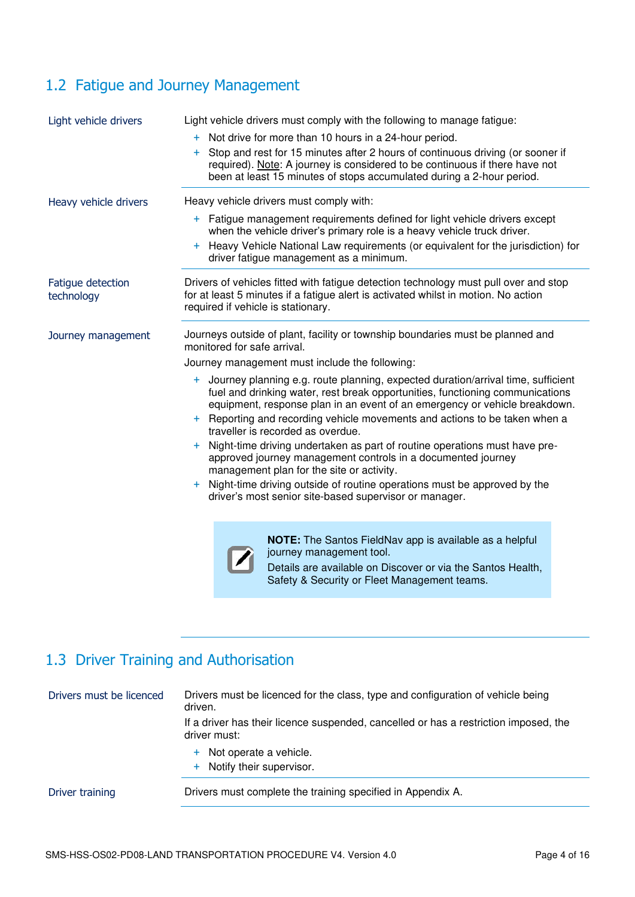## 1.2 Fatigue and Journey Management

| | |
|---|---|
| Light vehicle drivers | Light vehicle drivers must comply with the following to manage fatigue:<br>+ Not drive for more than 10 hours in a 24-hour period.<br>+ Stop and rest for 15 minutes after 2 hours of continuous driving (or sooner if required). Note: A journey is considered to be continuous if there have not been at least 15 minutes of stops accumulated during a 2-hour period. |
| Heavy vehicle drivers | Heavy vehicle drivers must comply with:<br>+ Fatigue management requirements defined for light vehicle drivers except when the vehicle driver's primary role is a heavy vehicle truck driver.<br>+ Heavy Vehicle National Law requirements (or equivalent for the jurisdiction) for driver fatigue management as a minimum. |
| Fatigue detection technology | Drivers of vehicles fitted with fatigue detection technology must pull over and stop for at least 5 minutes if a fatigue alert is activated whilst in motion. No action required if vehicle is stationary. |
| Journey management | Journeys outside of plant, facility or township boundaries must be planned and monitored for safe arrival.<br>Journey management must include the following:<br>+ Journey planning e.g. route planning, expected duration/arrival time, sufficient fuel and drinking water, rest break opportunities, functioning communications equipment, response plan in an event of an emergency or vehicle breakdown.<br>+ Reporting and recording vehicle movements and actions to be taken when a traveller is recorded as overdue.<br>+ Night-time driving undertaken as part of routine operations must have pre-approved journey management controls in a documented journey management plan for the site or activity.<br>+ Night-time driving outside of routine operations must be approved by the driver's most senior site-based supervisor or manager. |

> **NOTE:** The Santos FieldNav app is available as a helpful journey management tool.
> Details are available on Discover or via the Santos Health, Safety & Security or Fleet Management teams.

## 1.3 Driver Training and Authorisation

| | |
|---|---|
| Drivers must be licenced | Drivers must be licenced for the class, type and configuration of vehicle being driven.<br>If a driver has their licence suspended, cancelled or has a restriction imposed, the driver must:<br>+ Not operate a vehicle.<br>+ Notify their supervisor. |
| Driver training | Drivers must complete the training specified in Appendix A. |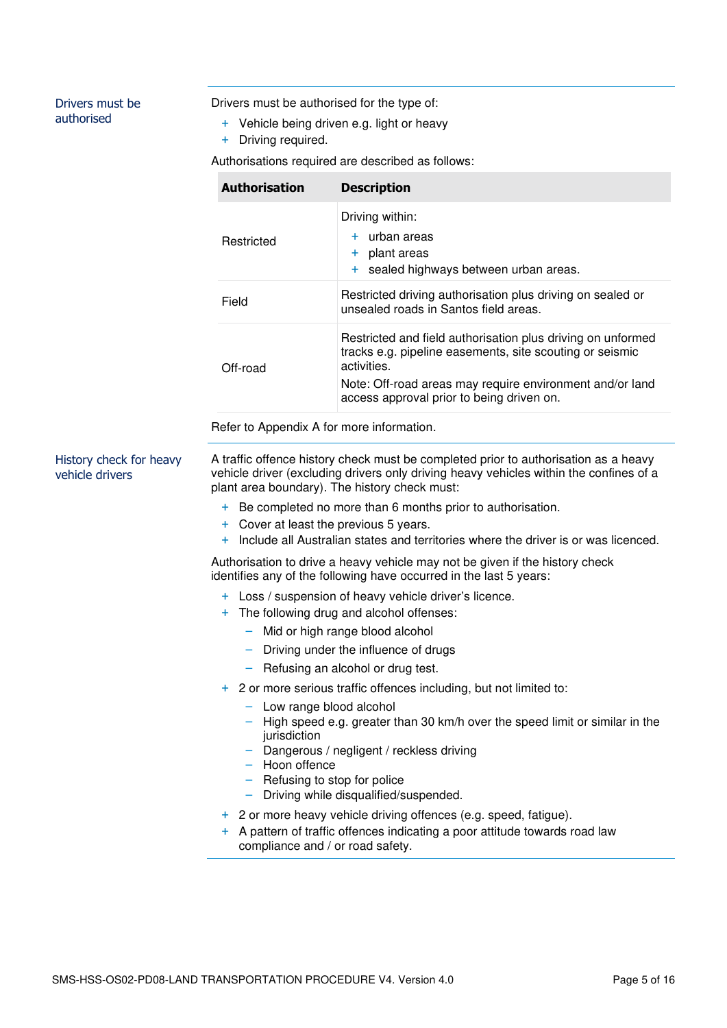## Drivers must be authorised

Drivers must be authorised for the type of:

- Vehicle being driven e.g. light or heavy
- Driving required.

Authorisations required are described as follows:

| Authorisation | Description |
|---|---|
| Restricted | Driving within:<br>+ urban areas<br>+ plant areas<br>+ sealed highways between urban areas. |
| Field | Restricted driving authorisation plus driving on sealed or unsealed roads in Santos field areas. |
| Off-road | Restricted and field authorisation plus driving on unformed tracks e.g. pipeline easements, site scouting or seismic activities.<br>Note: Off-road areas may require environment and/or land access approval prior to being driven on. |

Refer to Appendix A for more information.

## History check for heavy vehicle drivers

A traffic offence history check must be completed prior to authorisation as a heavy vehicle driver (excluding drivers only driving heavy vehicles within the confines of a plant area boundary). The history check must:

- Be completed no more than 6 months prior to authorisation.
- Cover at least the previous 5 years.
- Include all Australian states and territories where the driver is or was licenced.

Authorisation to drive a heavy vehicle may not be given if the history check identifies any of the following have occurred in the last 5 years:

- Loss / suspension of heavy vehicle driver's licence.
- The following drug and alcohol offenses:
  - Mid or high range blood alcohol
  - Driving under the influence of drugs
  - Refusing an alcohol or drug test.
- 2 or more serious traffic offences including, but not limited to:
  - Low range blood alcohol
  - High speed e.g. greater than 30 km/h over the speed limit or similar in the jurisdiction
  - Dangerous / negligent / reckless driving
  - Hoon offence
  - Refusing to stop for police
  - Driving while disqualified/suspended.
- 2 or more heavy vehicle driving offences (e.g. speed, fatigue).
- A pattern of traffic offences indicating a poor attitude towards road law compliance and / or road safety.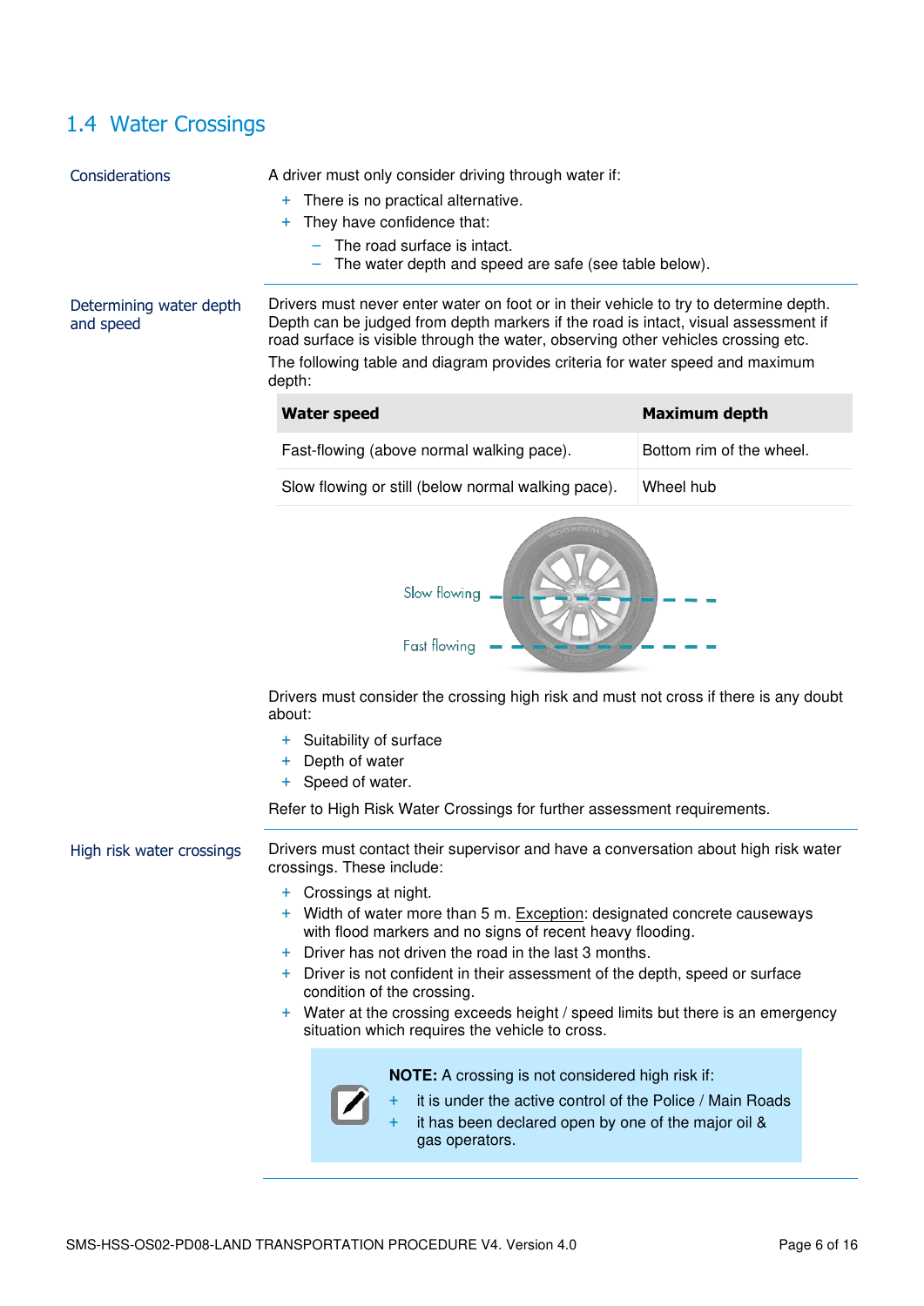## 1.4 Water Crossings

**Considerations**

A driver must only consider driving through water if:

- There is no practical alternative.
- They have confidence that:
  - The road surface is intact.
  - The water depth and speed are safe (see table below).

**Determining water depth and speed**

Drivers must never enter water on foot or in their vehicle to try to determine depth. Depth can be judged from depth markers if the road is intact, visual assessment if road surface is visible through the water, observing other vehicles crossing etc.

The following table and diagram provides criteria for water speed and maximum depth:

| Water speed | Maximum depth |
|---|---|
| Fast-flowing (above normal walking pace). | Bottom rim of the wheel. |
| Slow flowing or still (below normal walking pace). | Wheel hub |

Slow flowing

Fast flowing

Drivers must consider the crossing high risk and must not cross if there is any doubt about:

- Suitability of surface
- Depth of water
- Speed of water.

Refer to High Risk Water Crossings for further assessment requirements.

**High risk water crossings**

Drivers must contact their supervisor and have a conversation about high risk water crossings. These include:

- Crossings at night.
- Width of water more than 5 m. Exception: designated concrete causeways with flood markers and no signs of recent heavy flooding.
- Driver has not driven the road in the last 3 months.
- Driver is not confident in their assessment of the depth, speed or surface condition of the crossing.
- Water at the crossing exceeds height / speed limits but there is an emergency situation which requires the vehicle to cross.

> **NOTE:** A crossing is not considered high risk if:
>
> - it is under the active control of the Police / Main Roads
> - it has been declared open by one of the major oil & gas operators.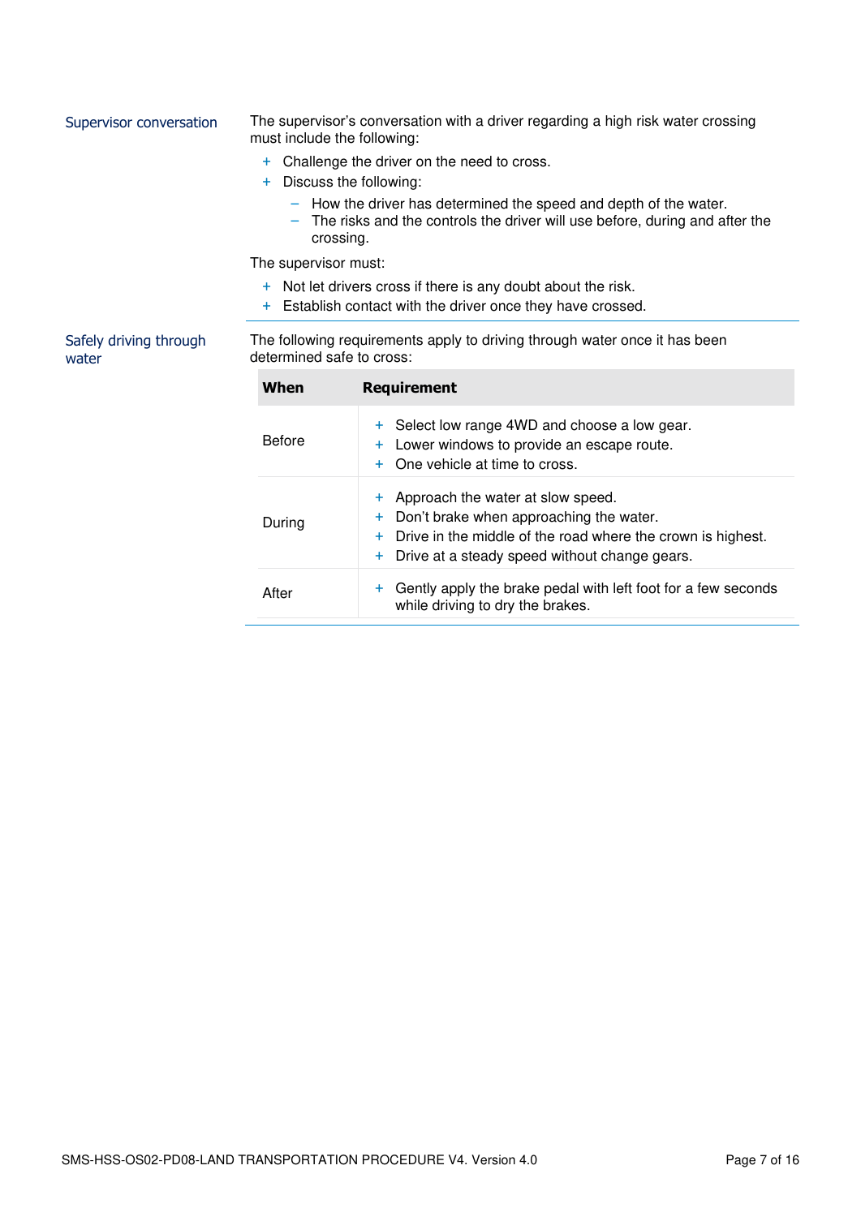## Supervisor conversation

The supervisor's conversation with a driver regarding a high risk water crossing must include the following:

+ Challenge the driver on the need to cross.
+ Discuss the following:
  - How the driver has determined the speed and depth of the water.
  - The risks and the controls the driver will use before, during and after the crossing.

The supervisor must:

+ Not let drivers cross if there is any doubt about the risk.
+ Establish contact with the driver once they have crossed.

## Safely driving through water

The following requirements apply to driving through water once it has been determined safe to cross:

| When | Requirement |
|---|---|
| Before | + Select low range 4WD and choose a low gear.<br>+ Lower windows to provide an escape route.<br>+ One vehicle at time to cross. |
| During | + Approach the water at slow speed.<br>+ Don't brake when approaching the water.<br>+ Drive in the middle of the road where the crown is highest.<br>+ Drive at a steady speed without change gears. |
| After | + Gently apply the brake pedal with left foot for a few seconds while driving to dry the brakes. |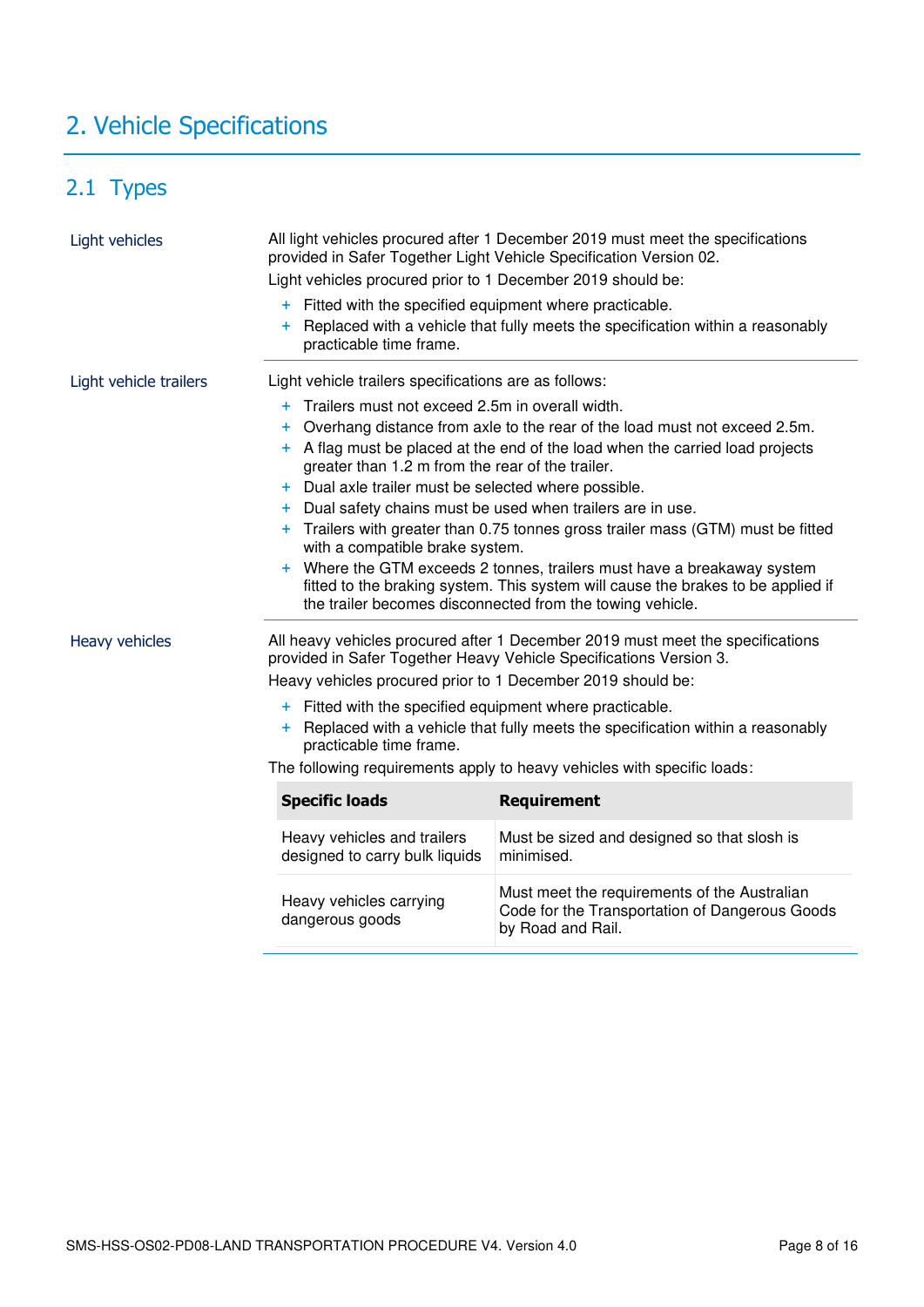# 2. Vehicle Specifications

## 2.1 Types

### Light vehicles

All light vehicles procured after 1 December 2019 must meet the specifications provided in Safer Together Light Vehicle Specification Version 02.

Light vehicles procured prior to 1 December 2019 should be:

- Fitted with the specified equipment where practicable.
- Replaced with a vehicle that fully meets the specification within a reasonably practicable time frame.

### Light vehicle trailers

Light vehicle trailers specifications are as follows:

- Trailers must not exceed 2.5m in overall width.
- Overhang distance from axle to the rear of the load must not exceed 2.5m.
- A flag must be placed at the end of the load when the carried load projects greater than 1.2 m from the rear of the trailer.
- Dual axle trailer must be selected where possible.
- Dual safety chains must be used when trailers are in use.
- Trailers with greater than 0.75 tonnes gross trailer mass (GTM) must be fitted with a compatible brake system.
- Where the GTM exceeds 2 tonnes, trailers must have a breakaway system fitted to the braking system. This system will cause the brakes to be applied if the trailer becomes disconnected from the towing vehicle.

### Heavy vehicles

All heavy vehicles procured after 1 December 2019 must meet the specifications provided in Safer Together Heavy Vehicle Specifications Version 3.

Heavy vehicles procured prior to 1 December 2019 should be:

- Fitted with the specified equipment where practicable.
- Replaced with a vehicle that fully meets the specification within a reasonably practicable time frame.

The following requirements apply to heavy vehicles with specific loads:

| Specific loads | Requirement |
|---|---|
| Heavy vehicles and trailers designed to carry bulk liquids | Must be sized and designed so that slosh is minimised. |
| Heavy vehicles carrying dangerous goods | Must meet the requirements of the Australian Code for the Transportation of Dangerous Goods by Road and Rail. |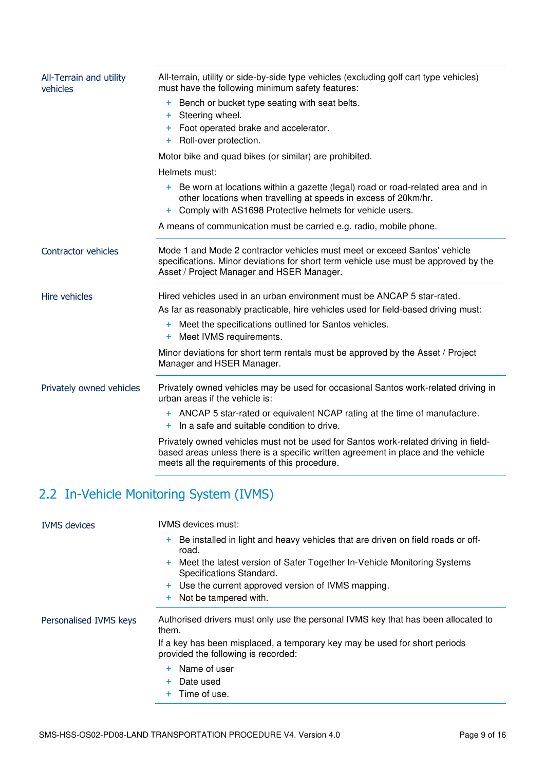**All-Terrain and utility vehicles**

All-terrain, utility or side-by-side type vehicles (excluding golf cart type vehicles) must have the following minimum safety features:

- Bench or bucket type seating with seat belts.
- Steering wheel.
- Foot operated brake and accelerator.
- Roll-over protection.

Motor bike and quad bikes (or similar) are prohibited.

Helmets must:

- Be worn at locations within a gazette (legal) road or road-related area and in other locations when travelling at speeds in excess of 20km/hr.
- Comply with AS1698 Protective helmets for vehicle users.

A means of communication must be carried e.g. radio, mobile phone.

**Contractor vehicles**

Mode 1 and Mode 2 contractor vehicles must meet or exceed Santos' vehicle specifications. Minor deviations for short term vehicle use must be approved by the Asset / Project Manager and HSER Manager.

**Hire vehicles**

Hired vehicles used in an urban environment must be ANCAP 5 star-rated.

As far as reasonably practicable, hire vehicles used for field-based driving must:

- Meet the specifications outlined for Santos vehicles.
- Meet IVMS requirements.

Minor deviations for short term rentals must be approved by the Asset / Project Manager and HSER Manager.

**Privately owned vehicles**

Privately owned vehicles may be used for occasional Santos work-related driving in urban areas if the vehicle is:

- ANCAP 5 star-rated or equivalent NCAP rating at the time of manufacture.
- In a safe and suitable condition to drive.

Privately owned vehicles must not be used for Santos work-related driving in field-based areas unless there is a specific written agreement in place and the vehicle meets all the requirements of this procedure.

## 2.2 In-Vehicle Monitoring System (IVMS)

**IVMS devices**

IVMS devices must:

- Be installed in light and heavy vehicles that are driven on field roads or off-road.
- Meet the latest version of Safer Together In-Vehicle Monitoring Systems Specifications Standard.
- Use the current approved version of IVMS mapping.
- Not be tampered with.

**Personalised IVMS keys**

Authorised drivers must only use the personal IVMS key that has been allocated to them.

If a key has been misplaced, a temporary key may be used for short periods provided the following is recorded:

- Name of user
- Date used
- Time of use.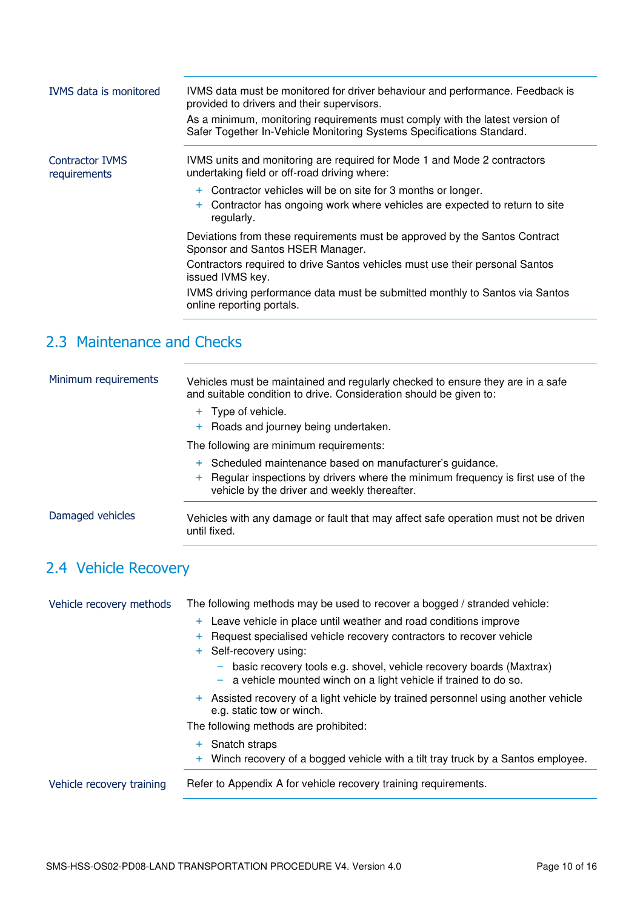| | |
|---|---|
| IVMS data is monitored | IVMS data must be monitored for driver behaviour and performance. Feedback is provided to drivers and their supervisors.<br>As a minimum, monitoring requirements must comply with the latest version of Safer Together In-Vehicle Monitoring Systems Specifications Standard. |
| Contractor IVMS requirements | IVMS units and monitoring are required for Mode 1 and Mode 2 contractors undertaking field or off-road driving where:<br>+ Contractor vehicles will be on site for 3 months or longer.<br>+ Contractor has ongoing work where vehicles are expected to return to site regularly.<br>Deviations from these requirements must be approved by the Santos Contract Sponsor and Santos HSER Manager.<br>Contractors required to drive Santos vehicles must use their personal Santos issued IVMS key.<br>IVMS driving performance data must be submitted monthly to Santos via Santos online reporting portals. |

## 2.3 Maintenance and Checks

| | |
|---|---|
| Minimum requirements | Vehicles must be maintained and regularly checked to ensure they are in a safe and suitable condition to drive. Consideration should be given to:<br>+ Type of vehicle.<br>+ Roads and journey being undertaken.<br>The following are minimum requirements:<br>+ Scheduled maintenance based on manufacturer's guidance.<br>+ Regular inspections by drivers where the minimum frequency is first use of the vehicle by the driver and weekly thereafter. |
| Damaged vehicles | Vehicles with any damage or fault that may affect safe operation must not be driven until fixed. |

## 2.4 Vehicle Recovery

| | |
|---|---|
| Vehicle recovery methods | The following methods may be used to recover a bogged / stranded vehicle:<br>+ Leave vehicle in place until weather and road conditions improve<br>+ Request specialised vehicle recovery contractors to recover vehicle<br>+ Self-recovery using:<br>&nbsp;&nbsp;– basic recovery tools e.g. shovel, vehicle recovery boards (Maxtrax)<br>&nbsp;&nbsp;– a vehicle mounted winch on a light vehicle if trained to do so.<br>+ Assisted recovery of a light vehicle by trained personnel using another vehicle e.g. static tow or winch.<br>The following methods are prohibited:<br>+ Snatch straps<br>+ Winch recovery of a bogged vehicle with a tilt tray truck by a Santos employee. |
| Vehicle recovery training | Refer to Appendix A for vehicle recovery training requirements. |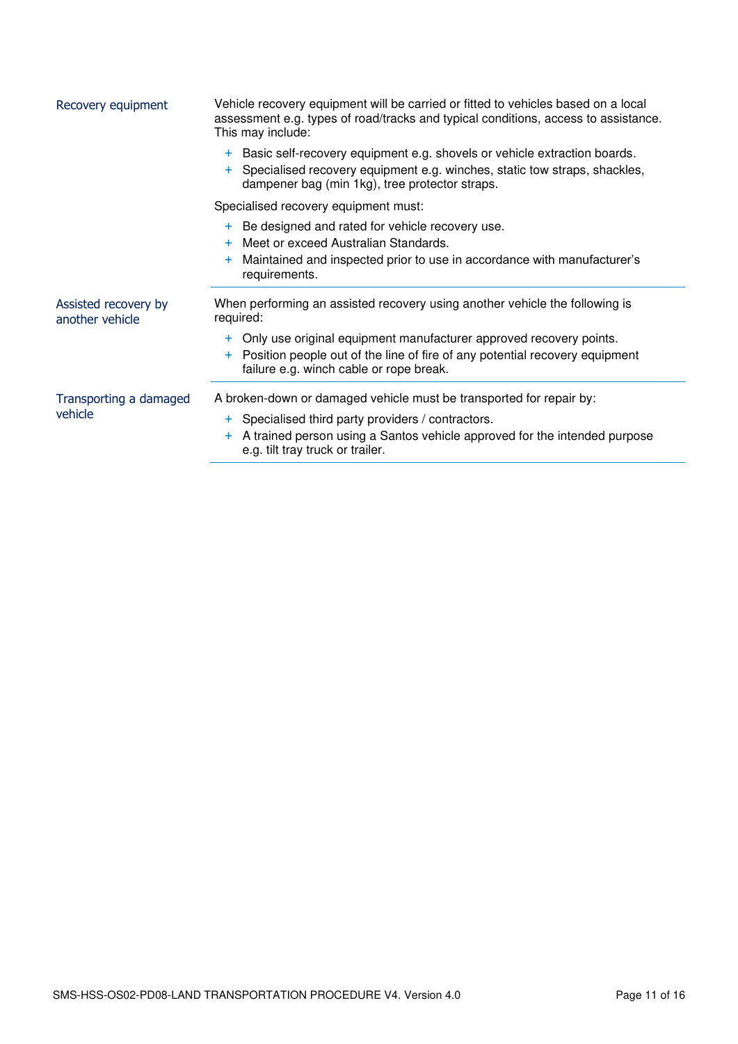| | |
|---|---|
| Recovery equipment | Vehicle recovery equipment will be carried or fitted to vehicles based on a local assessment e.g. types of road/tracks and typical conditions, access to assistance. This may include:<br>+ Basic self-recovery equipment e.g. shovels or vehicle extraction boards.<br>+ Specialised recovery equipment e.g. winches, static tow straps, shackles, dampener bag (min 1kg), tree protector straps.<br><br>Specialised recovery equipment must:<br>+ Be designed and rated for vehicle recovery use.<br>+ Meet or exceed Australian Standards.<br>+ Maintained and inspected prior to use in accordance with manufacturer's requirements. |
| Assisted recovery by another vehicle | When performing an assisted recovery using another vehicle the following is required:<br>+ Only use original equipment manufacturer approved recovery points.<br>+ Position people out of the line of fire of any potential recovery equipment failure e.g. winch cable or rope break. |
| Transporting a damaged vehicle | A broken-down or damaged vehicle must be transported for repair by:<br>+ Specialised third party providers / contractors.<br>+ A trained person using a Santos vehicle approved for the intended purpose e.g. tilt tray truck or trailer. |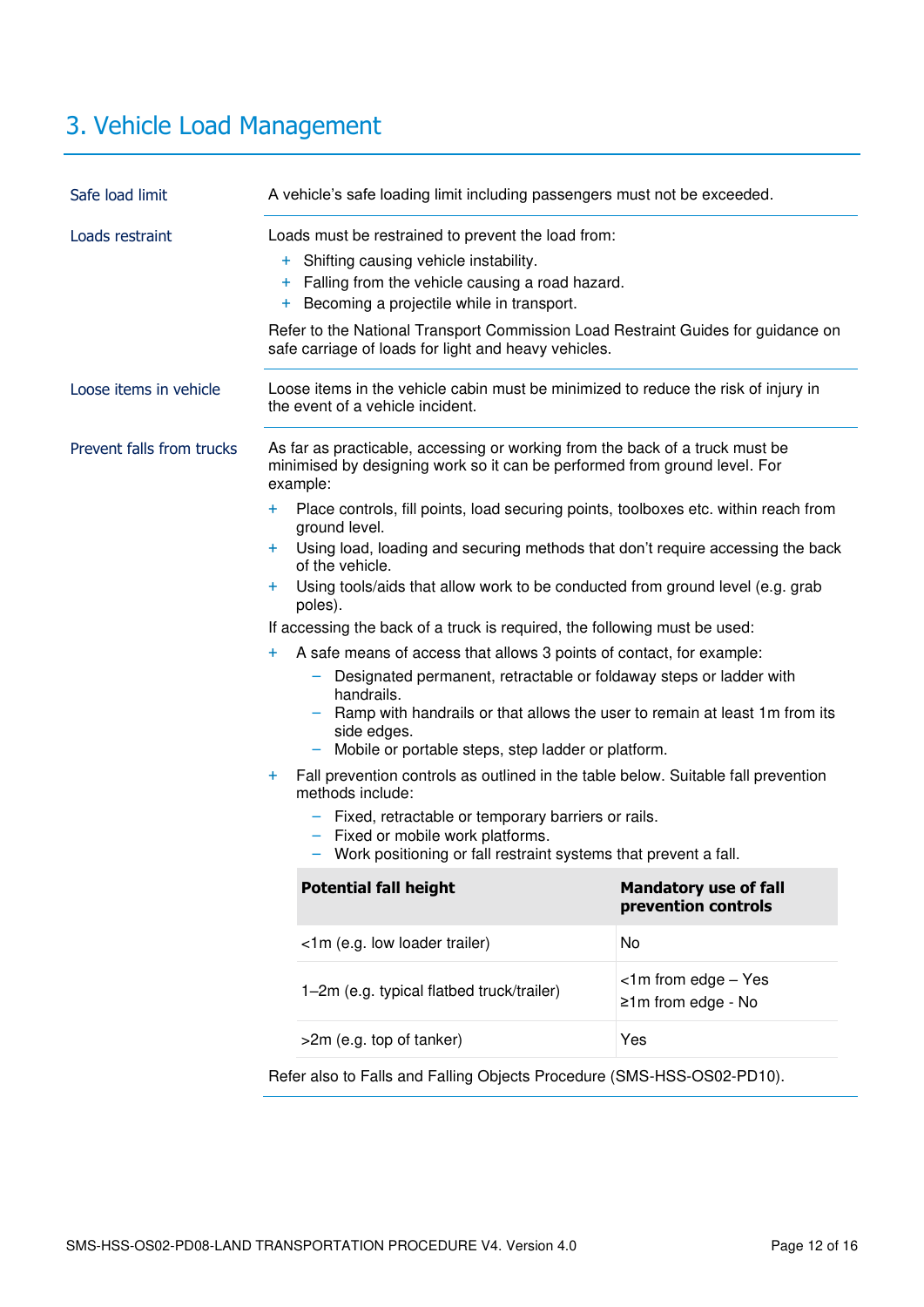# 3. Vehicle Load Management

**Safe load limit**

A vehicle's safe loading limit including passengers must not be exceeded.

**Loads restraint**

Loads must be restrained to prevent the load from:

- Shifting causing vehicle instability.
- Falling from the vehicle causing a road hazard.
- Becoming a projectile while in transport.

Refer to the National Transport Commission Load Restraint Guides for guidance on safe carriage of loads for light and heavy vehicles.

**Loose items in vehicle**

Loose items in the vehicle cabin must be minimized to reduce the risk of injury in the event of a vehicle incident.

**Prevent falls from trucks**

As far as practicable, accessing or working from the back of a truck must be minimised by designing work so it can be performed from ground level. For example:

- Place controls, fill points, load securing points, toolboxes etc. within reach from ground level.
- Using load, loading and securing methods that don't require accessing the back of the vehicle.
- Using tools/aids that allow work to be conducted from ground level (e.g. grab poles).

If accessing the back of a truck is required, the following must be used:

- A safe means of access that allows 3 points of contact, for example:
  - Designated permanent, retractable or foldaway steps or ladder with handrails.
  - Ramp with handrails or that allows the user to remain at least 1m from its side edges.
  - Mobile or portable steps, step ladder or platform.
- Fall prevention controls as outlined in the table below. Suitable fall prevention methods include:
  - Fixed, retractable or temporary barriers or rails.
  - Fixed or mobile work platforms.
  - Work positioning or fall restraint systems that prevent a fall.

| Potential fall height | Mandatory use of fall prevention controls |
|---|---|
| <1m (e.g. low loader trailer) | No |
| 1–2m (e.g. typical flatbed truck/trailer) | <1m from edge – Yes<br>≥1m from edge - No |
| >2m (e.g. top of tanker) | Yes |

Refer also to Falls and Falling Objects Procedure (SMS-HSS-OS02-PD10).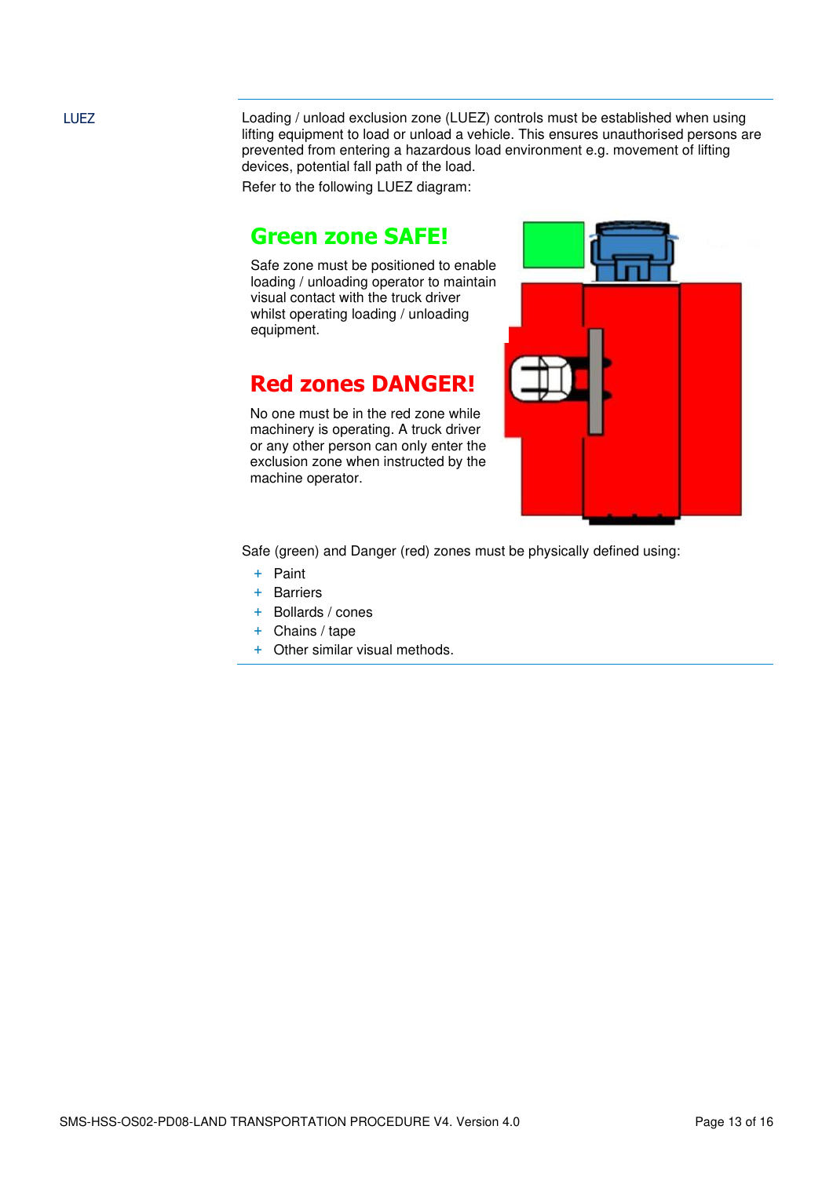**LUEZ**

Loading / unload exclusion zone (LUEZ) controls must be established when using lifting equipment to load or unload a vehicle. This ensures unauthorised persons are prevented from entering a hazardous load environment e.g. movement of lifting devices, potential fall path of the load.

Refer to the following LUEZ diagram:

## Green zone SAFE!

Safe zone must be positioned to enable loading / unloading operator to maintain visual contact with the truck driver whilst operating loading / unloading equipment.

## Red zones DANGER!

No one must be in the red zone while machinery is operating. A truck driver or any other person can only enter the exclusion zone when instructed by the machine operator.

Safe (green) and Danger (red) zones must be physically defined using:

- Paint
- Barriers
- Bollards / cones
- Chains / tape
- Other similar visual methods.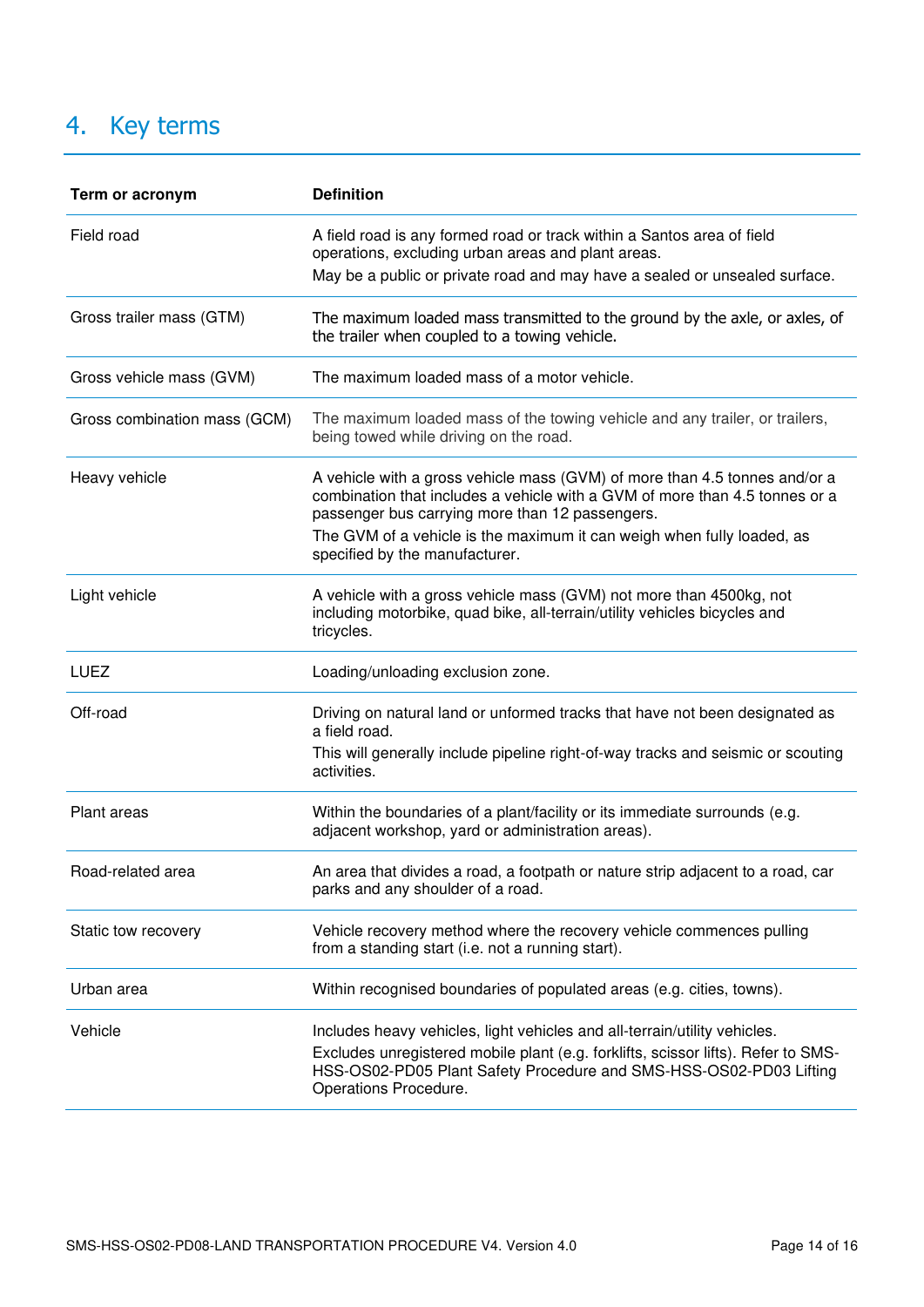## 4. Key terms

| Term or acronym | Definition |
| --- | --- |
| Field road | A field road is any formed road or track within a Santos area of field operations, excluding urban areas and plant areas.<br>May be a public or private road and may have a sealed or unsealed surface. |
| Gross trailer mass (GTM) | The maximum loaded mass transmitted to the ground by the axle, or axles, of the trailer when coupled to a towing vehicle. |
| Gross vehicle mass (GVM) | The maximum loaded mass of a motor vehicle. |
| Gross combination mass (GCM) | The maximum loaded mass of the towing vehicle and any trailer, or trailers, being towed while driving on the road. |
| Heavy vehicle | A vehicle with a gross vehicle mass (GVM) of more than 4.5 tonnes and/or a combination that includes a vehicle with a GVM of more than 4.5 tonnes or a passenger bus carrying more than 12 passengers.<br>The GVM of a vehicle is the maximum it can weigh when fully loaded, as specified by the manufacturer. |
| Light vehicle | A vehicle with a gross vehicle mass (GVM) not more than 4500kg, not including motorbike, quad bike, all-terrain/utility vehicles bicycles and tricycles. |
| LUEZ | Loading/unloading exclusion zone. |
| Off-road | Driving on natural land or unformed tracks that have not been designated as a field road.<br>This will generally include pipeline right-of-way tracks and seismic or scouting activities. |
| Plant areas | Within the boundaries of a plant/facility or its immediate surrounds (e.g. adjacent workshop, yard or administration areas). |
| Road-related area | An area that divides a road, a footpath or nature strip adjacent to a road, car parks and any shoulder of a road. |
| Static tow recovery | Vehicle recovery method where the recovery vehicle commences pulling from a standing start (i.e. not a running start). |
| Urban area | Within recognised boundaries of populated areas (e.g. cities, towns). |
| Vehicle | Includes heavy vehicles, light vehicles and all-terrain/utility vehicles.<br>Excludes unregistered mobile plant (e.g. forklifts, scissor lifts). Refer to SMS-HSS-OS02-PD05 Plant Safety Procedure and SMS-HSS-OS02-PD03 Lifting Operations Procedure. |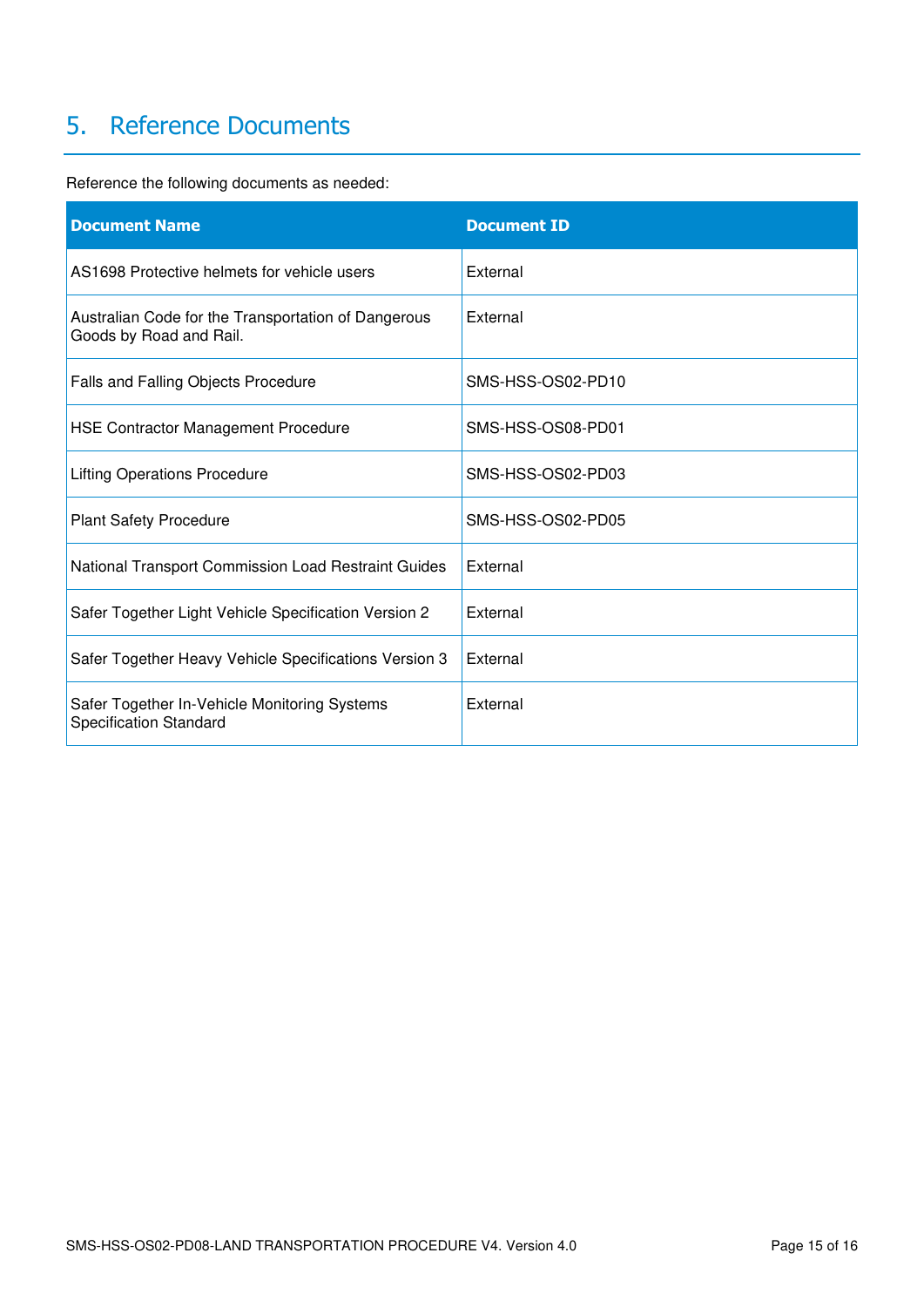# 5. Reference Documents

Reference the following documents as needed:

| Document Name | Document ID |
|---|---|
| AS1698 Protective helmets for vehicle users | External |
| Australian Code for the Transportation of Dangerous Goods by Road and Rail. | External |
| Falls and Falling Objects Procedure | SMS-HSS-OS02-PD10 |
| HSE Contractor Management Procedure | SMS-HSS-OS08-PD01 |
| Lifting Operations Procedure | SMS-HSS-OS02-PD03 |
| Plant Safety Procedure | SMS-HSS-OS02-PD05 |
| National Transport Commission Load Restraint Guides | External |
| Safer Together Light Vehicle Specification Version 2 | External |
| Safer Together Heavy Vehicle Specifications Version 3 | External |
| Safer Together In-Vehicle Monitoring Systems Specification Standard | External |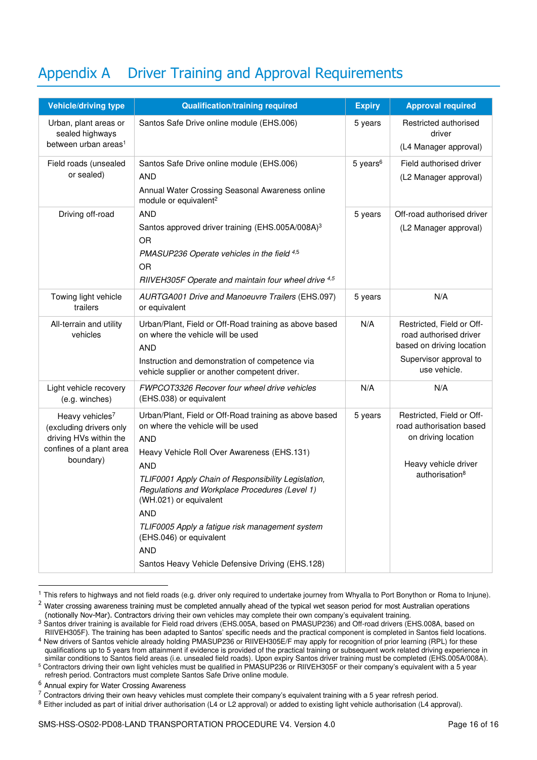# Appendix A Driver Training and Approval Requirements

| Vehicle/driving type | Qualification/training required | Expiry | Approval required |
|---|---|---|---|
| Urban, plant areas or sealed highways between urban areas[1] | Santos Safe Drive online module (EHS.006) | 5 years | Restricted authorised driver (L4 Manager approval) |
| Field roads (unsealed or sealed) | Santos Safe Drive online module (EHS.006) AND Annual Water Crossing Seasonal Awareness online module or equivalent[2] | 5 years[6] | Field authorised driver (L2 Manager approval) |
| Driving off-road | AND Santos approved driver training (EHS.005A/008A)[3] OR *PMASUP236 Operate vehicles in the field* [4,5] OR *RIIVEH305F Operate and maintain four wheel drive* [4,5] | 5 years | Off-road authorised driver (L2 Manager approval) |
| Towing light vehicle trailers | *AURTGA001 Drive and Manoeuvre Trailers* (EHS.097) or equivalent | 5 years | N/A |
| All-terrain and utility vehicles | Urban/Plant, Field or Off-Road training as above based on where the vehicle will be used AND Instruction and demonstration of competence via vehicle supplier or another competent driver. | N/A | Restricted, Field or Off-road authorised driver based on driving location. Supervisor approval to use vehicle. |
| Light vehicle recovery (e.g. winches) | *FWPCOT3326 Recover four wheel drive vehicles* (EHS.038) or equivalent | N/A | N/A |
| Heavy vehicles[7] (excluding drivers only driving HVs within the confines of a plant area boundary) | Urban/Plant, Field or Off-Road training as above based on where the vehicle will be used AND Heavy Vehicle Roll Over Awareness (EHS.131) AND *TLIF0001 Apply Chain of Responsibility Legislation, Regulations and Workplace Procedures (Level 1)* (WH.021) or equivalent AND *TLIF0005 Apply a fatigue risk management system* (EHS.046) or equivalent AND Santos Heavy Vehicle Defensive Driving (EHS.128) | 5 years | Restricted, Field or Off-road authorisation based on driving location. Heavy vehicle driver authorisation[8] |

[1] This refers to highways and not field roads (e.g. driver only required to undertake journey from Whyalla to Port Bonython or Roma to Injune).

[2] Water crossing awareness training must be completed annually ahead of the typical wet season period for most Australian operations (notionally Nov-Mar). Contractors driving their own vehicles may complete their own company's equivalent training.

[3] Santos driver training is available for Field road drivers (EHS.005A, based on PMASUP236) and Off-road drivers (EHS.008A, based on RIIVEH305F). The training has been adapted to Santos' specific needs and the practical component is completed in Santos field locations.

[4] New drivers of Santos vehicle already holding PMASUP236 or RIIVEH305E/F may apply for recognition of prior learning (RPL) for these qualifications up to 5 years from attainment if evidence is provided of the practical training or subsequent work related driving experience in similar conditions to Santos field areas (i.e. unsealed field roads). Upon expiry Santos driver training must be completed (EHS.005A/008A).

[5] Contractors driving their own light vehicles must be qualified in PMASUP236 or RIIVEH305F or their company's equivalent with a 5 year refresh period. Contractors must complete Santos Safe Drive online module.

[6] Annual expiry for Water Crossing Awareness

[7] Contractors driving their own heavy vehicles must complete their company's equivalent training with a 5 year refresh period.

[8] Either included as part of initial driver authorisation (L4 or L2 approval) or added to existing light vehicle authorisation (L4 approval).